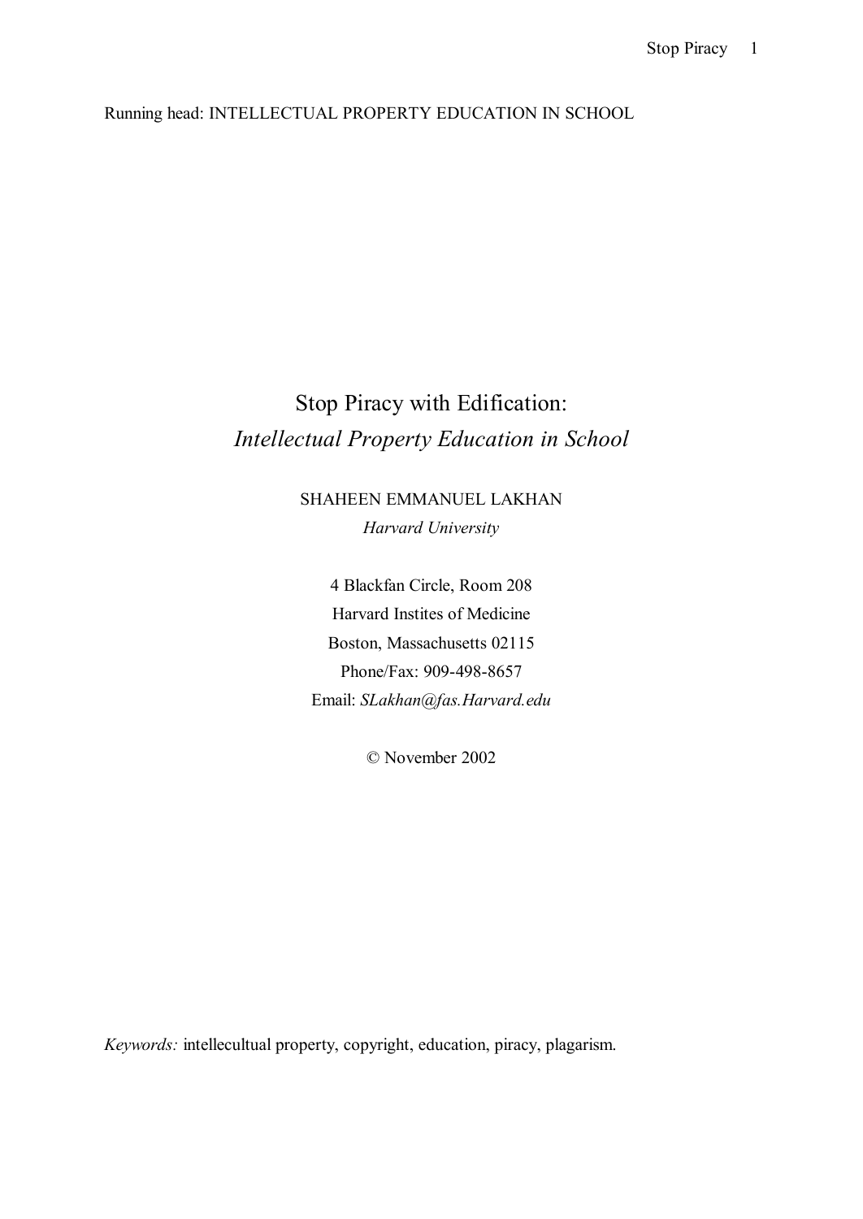Running head: INTELLECTUAL PROPERTY EDUCATION IN SCHOOL

# Stop Piracy with Edification:
## *Intellectual Property Education in School*

SHAHEEN EMMANUEL LAKHAN
*Harvard University*

4 Blackfan Circle, Room 208
Harvard Instites of Medicine
Boston, Massachusetts 02115
Phone/Fax: 909-498-8657
Email: *SLakhan@fas.Harvard.edu*

© November 2002

*Keywords:* intellecultual property, copyright, education, piracy, plagarism.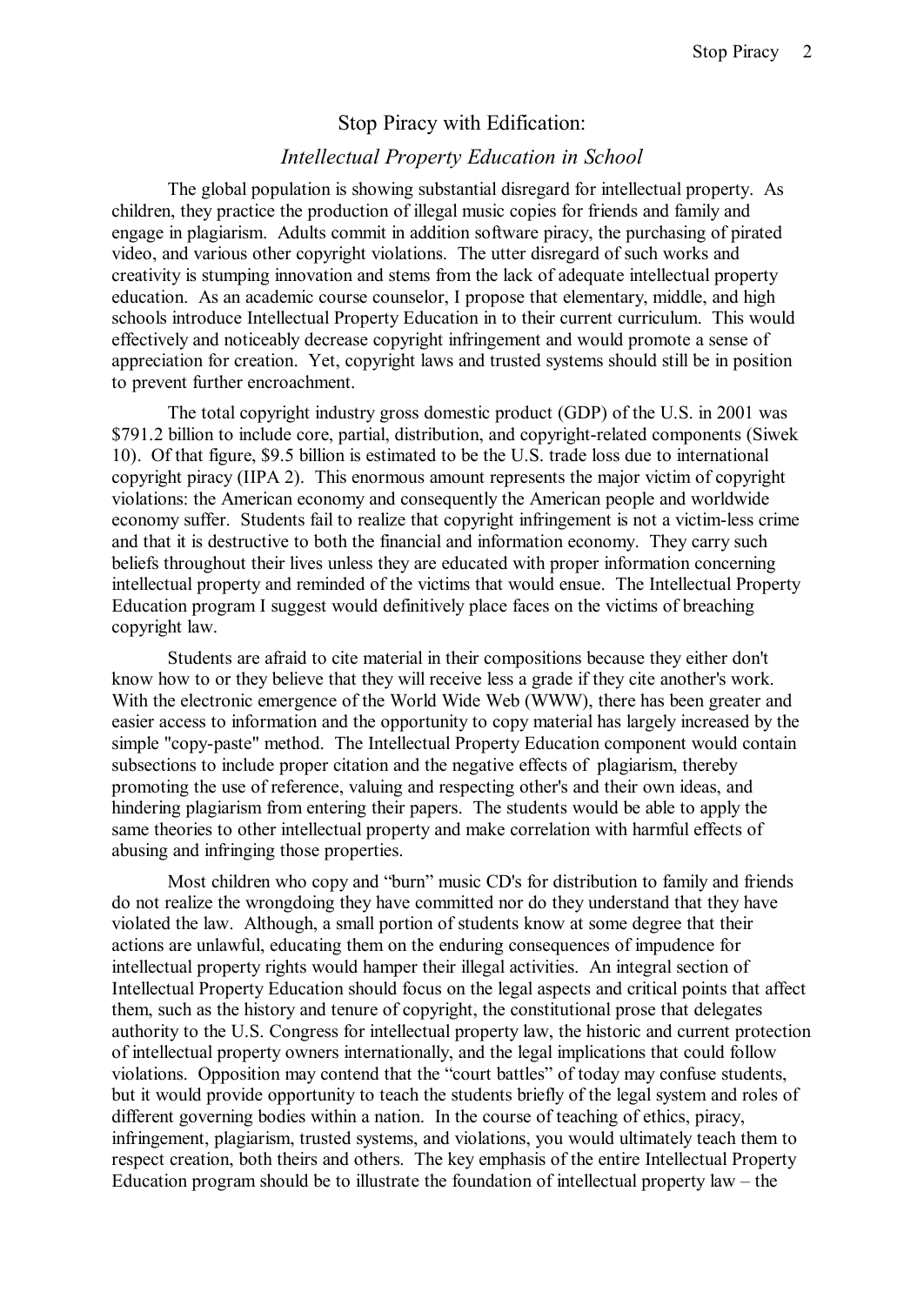# Stop Piracy with Edification:

## *Intellectual Property Education in School*

The global population is showing substantial disregard for intellectual property. As children, they practice the production of illegal music copies for friends and family and engage in plagiarism. Adults commit in addition software piracy, the purchasing of pirated video, and various other copyright violations. The utter disregard of such works and creativity is stumping innovation and stems from the lack of adequate intellectual property education. As an academic course counselor, I propose that elementary, middle, and high schools introduce Intellectual Property Education in to their current curriculum. This would effectively and noticeably decrease copyright infringement and would promote a sense of appreciation for creation. Yet, copyright laws and trusted systems should still be in position to prevent further encroachment.

The total copyright industry gross domestic product (GDP) of the U.S. in 2001 was $791.2 billion to include core, partial, distribution, and copyright-related components (Siwek 10). Of that figure, $9.5 billion is estimated to be the U.S. trade loss due to international copyright piracy (IIPA 2). This enormous amount represents the major victim of copyright violations: the American economy and consequently the American people and worldwide economy suffer. Students fail to realize that copyright infringement is not a victim-less crime and that it is destructive to both the financial and information economy. They carry such beliefs throughout their lives unless they are educated with proper information concerning intellectual property and reminded of the victims that would ensue. The Intellectual Property Education program I suggest would definitively place faces on the victims of breaching copyright law.

Students are afraid to cite material in their compositions because they either don't know how to or they believe that they will receive less a grade if they cite another's work. With the electronic emergence of the World Wide Web (WWW), there has been greater and easier access to information and the opportunity to copy material has largely increased by the simple "copy-paste" method. The Intellectual Property Education component would contain subsections to include proper citation and the negative effects of plagiarism, thereby promoting the use of reference, valuing and respecting other's and their own ideas, and hindering plagiarism from entering their papers. The students would be able to apply the same theories to other intellectual property and make correlation with harmful effects of abusing and infringing those properties.

Most children who copy and "burn" music CD's for distribution to family and friends do not realize the wrongdoing they have committed nor do they understand that they have violated the law. Although, a small portion of students know at some degree that their actions are unlawful, educating them on the enduring consequences of impudence for intellectual property rights would hamper their illegal activities. An integral section of Intellectual Property Education should focus on the legal aspects and critical points that affect them, such as the history and tenure of copyright, the constitutional prose that delegates authority to the U.S. Congress for intellectual property law, the historic and current protection of intellectual property owners internationally, and the legal implications that could follow violations. Opposition may contend that the "court battles" of today may confuse students, but it would provide opportunity to teach the students briefly of the legal system and roles of different governing bodies within a nation. In the course of teaching of ethics, piracy, infringement, plagiarism, trusted systems, and violations, you would ultimately teach them to respect creation, both theirs and others. The key emphasis of the entire Intellectual Property Education program should be to illustrate the foundation of intellectual property law – the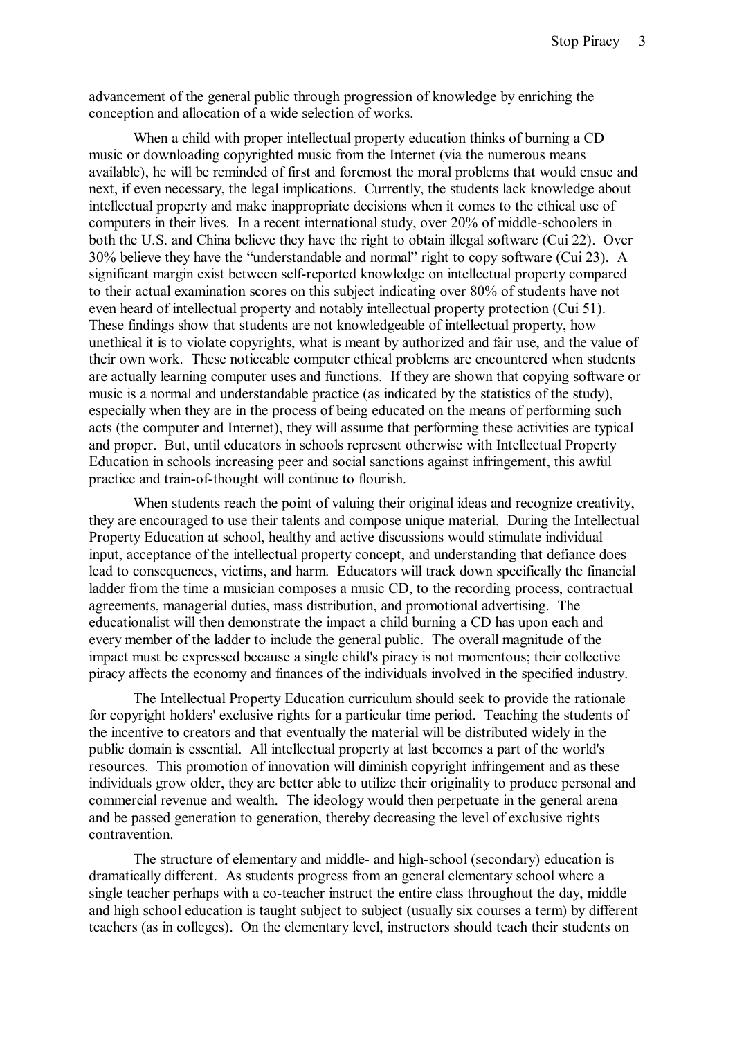advancement of the general public through progression of knowledge by enriching the conception and allocation of a wide selection of works.

When a child with proper intellectual property education thinks of burning a CD music or downloading copyrighted music from the Internet (via the numerous means available), he will be reminded of first and foremost the moral problems that would ensue and next, if even necessary, the legal implications. Currently, the students lack knowledge about intellectual property and make inappropriate decisions when it comes to the ethical use of computers in their lives. In a recent international study, over 20% of middle-schoolers in both the U.S. and China believe they have the right to obtain illegal software (Cui 22). Over 30% believe they have the "understandable and normal" right to copy software (Cui 23). A significant margin exist between self-reported knowledge on intellectual property compared to their actual examination scores on this subject indicating over 80% of students have not even heard of intellectual property and notably intellectual property protection (Cui 51). These findings show that students are not knowledgeable of intellectual property, how unethical it is to violate copyrights, what is meant by authorized and fair use, and the value of their own work. These noticeable computer ethical problems are encountered when students are actually learning computer uses and functions. If they are shown that copying software or music is a normal and understandable practice (as indicated by the statistics of the study), especially when they are in the process of being educated on the means of performing such acts (the computer and Internet), they will assume that performing these activities are typical and proper. But, until educators in schools represent otherwise with Intellectual Property Education in schools increasing peer and social sanctions against infringement, this awful practice and train-of-thought will continue to flourish.

When students reach the point of valuing their original ideas and recognize creativity, they are encouraged to use their talents and compose unique material. During the Intellectual Property Education at school, healthy and active discussions would stimulate individual input, acceptance of the intellectual property concept, and understanding that defiance does lead to consequences, victims, and harm. Educators will track down specifically the financial ladder from the time a musician composes a music CD, to the recording process, contractual agreements, managerial duties, mass distribution, and promotional advertising. The educationalist will then demonstrate the impact a child burning a CD has upon each and every member of the ladder to include the general public. The overall magnitude of the impact must be expressed because a single child's piracy is not momentous; their collective piracy affects the economy and finances of the individuals involved in the specified industry.

The Intellectual Property Education curriculum should seek to provide the rationale for copyright holders' exclusive rights for a particular time period. Teaching the students of the incentive to creators and that eventually the material will be distributed widely in the public domain is essential. All intellectual property at last becomes a part of the world's resources. This promotion of innovation will diminish copyright infringement and as these individuals grow older, they are better able to utilize their originality to produce personal and commercial revenue and wealth. The ideology would then perpetuate in the general arena and be passed generation to generation, thereby decreasing the level of exclusive rights contravention.

The structure of elementary and middle- and high-school (secondary) education is dramatically different. As students progress from an general elementary school where a single teacher perhaps with a co-teacher instruct the entire class throughout the day, middle and high school education is taught subject to subject (usually six courses a term) by different teachers (as in colleges). On the elementary level, instructors should teach their students on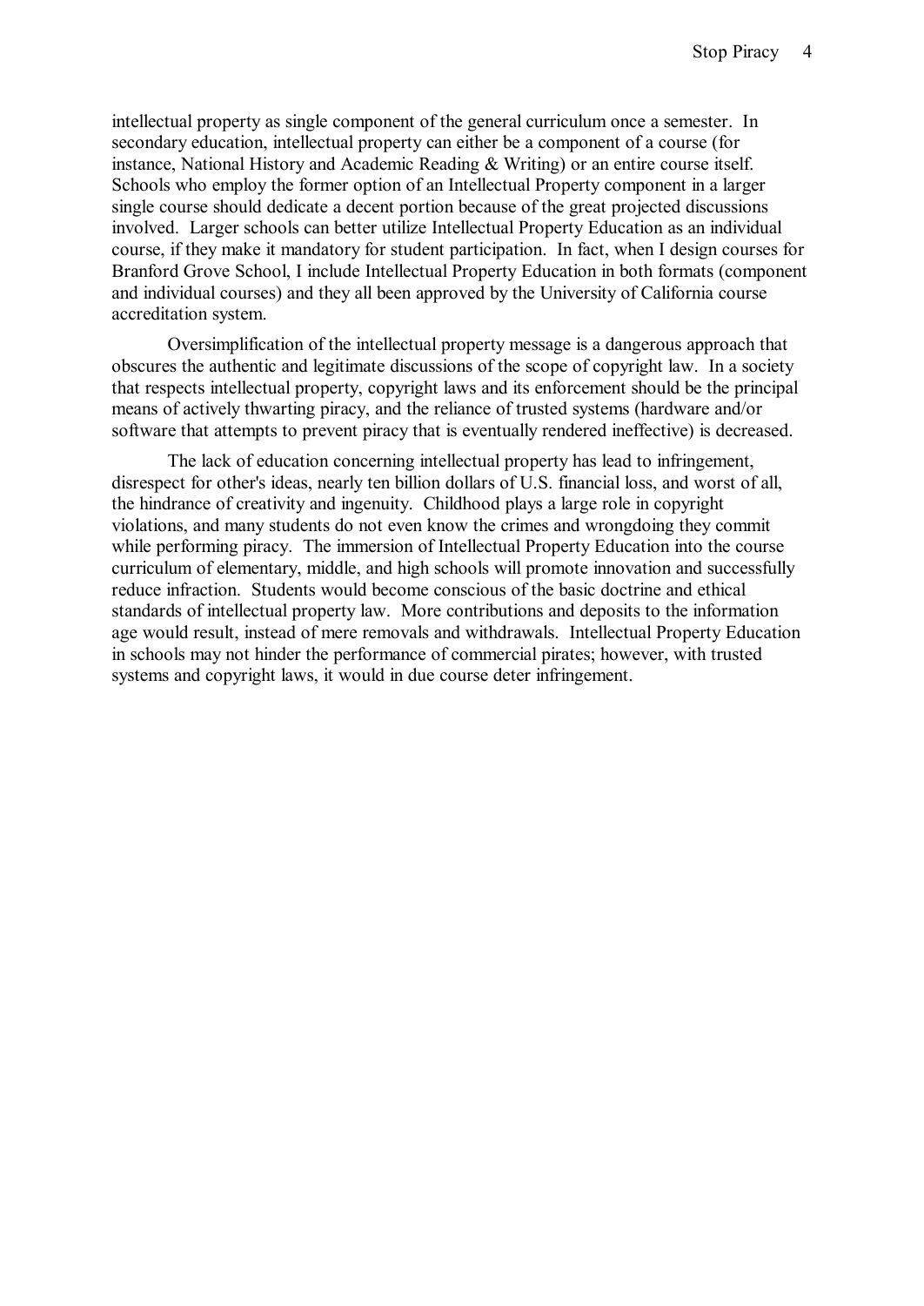intellectual property as single component of the general curriculum once a semester. In secondary education, intellectual property can either be a component of a course (for instance, National History and Academic Reading & Writing) or an entire course itself. Schools who employ the former option of an Intellectual Property component in a larger single course should dedicate a decent portion because of the great projected discussions involved. Larger schools can better utilize Intellectual Property Education as an individual course, if they make it mandatory for student participation. In fact, when I design courses for Branford Grove School, I include Intellectual Property Education in both formats (component and individual courses) and they all been approved by the University of California course accreditation system.

Oversimplification of the intellectual property message is a dangerous approach that obscures the authentic and legitimate discussions of the scope of copyright law. In a society that respects intellectual property, copyright laws and its enforcement should be the principal means of actively thwarting piracy, and the reliance of trusted systems (hardware and/or software that attempts to prevent piracy that is eventually rendered ineffective) is decreased.

The lack of education concerning intellectual property has lead to infringement, disrespect for other's ideas, nearly ten billion dollars of U.S. financial loss, and worst of all, the hindrance of creativity and ingenuity. Childhood plays a large role in copyright violations, and many students do not even know the crimes and wrongdoing they commit while performing piracy. The immersion of Intellectual Property Education into the course curriculum of elementary, middle, and high schools will promote innovation and successfully reduce infraction. Students would become conscious of the basic doctrine and ethical standards of intellectual property law. More contributions and deposits to the information age would result, instead of mere removals and withdrawals. Intellectual Property Education in schools may not hinder the performance of commercial pirates; however, with trusted systems and copyright laws, it would in due course deter infringement.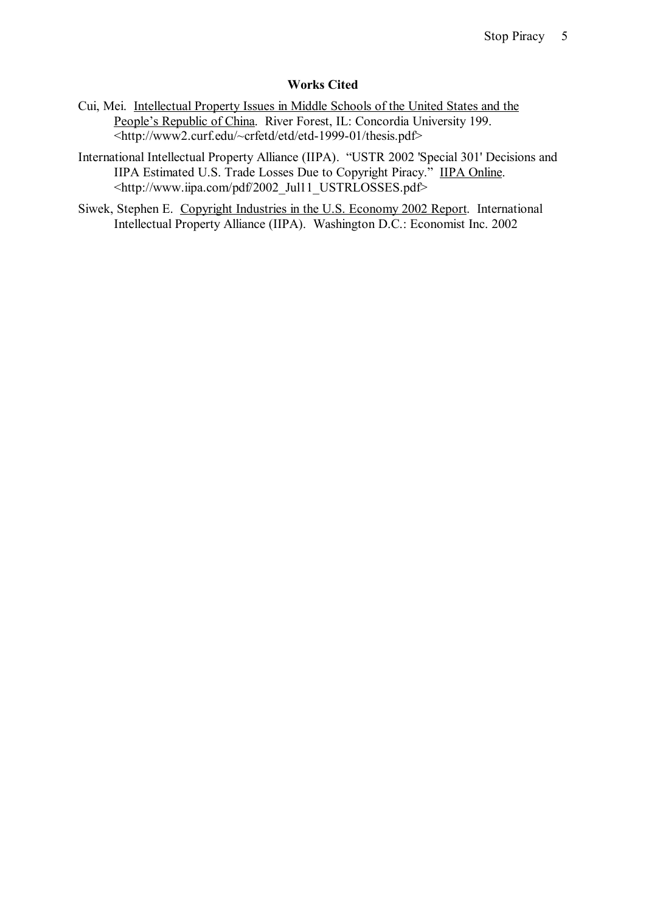**Works Cited**

Cui, Mei. Intellectual Property Issues in Middle Schools of the United States and the People's Republic of China. River Forest, IL: Concordia University 199. <http://www2.curf.edu/~crfetd/etd/etd-1999-01/thesis.pdf>

International Intellectual Property Alliance (IIPA). "USTR 2002 'Special 301' Decisions and IIPA Estimated U.S. Trade Losses Due to Copyright Piracy." IIPA Online. <http://www.iipa.com/pdf/2002_Jul11_USTRLOSSES.pdf>

Siwek, Stephen E. Copyright Industries in the U.S. Economy 2002 Report. International Intellectual Property Alliance (IIPA). Washington D.C.: Economist Inc. 2002